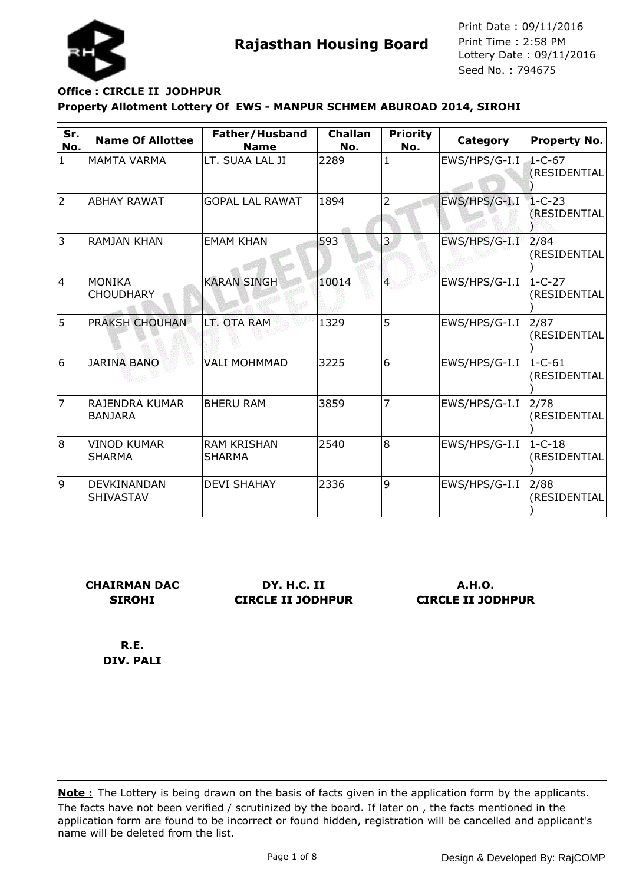**Rajasthan Housing Board**

Print Date : 09/11/2016
Print Time : 2:58 PM
Lottery Date : 09/11/2016
Seed No. : 794675

**Office : CIRCLE II JODHPUR**

**Property Allotment Lottery Of EWS - MANPUR SCHMEM ABUROAD 2014, SIROHI**

| Sr. No. | Name Of Allottee | Father/Husband Name | Challan No. | Priority No. | Category | Property No. |
|---|---|---|---|---|---|---|
| 1 | MAMTA VARMA | LT. SUAA LAL JI | 2289 | 1 | EWS/HPS/G-I.I | 1-C-67 (RESIDENTIAL) |
| 2 | ABHAY RAWAT | GOPAL LAL RAWAT | 1894 | 2 | EWS/HPS/G-I.I | 1-C-23 (RESIDENTIAL) |
| 3 | RAMJAN KHAN | EMAM KHAN | 593 | 3 | EWS/HPS/G-I.I | 2/84 (RESIDENTIAL) |
| 4 | MONIKA CHOUDHARY | KARAN SINGH | 10014 | 4 | EWS/HPS/G-I.I | 1-C-27 (RESIDENTIAL) |
| 5 | PRAKSH CHOUHAN | LT. OTA RAM | 1329 | 5 | EWS/HPS/G-I.I | 2/87 (RESIDENTIAL) |
| 6 | JARINA BANO | VALI MOHMMAD | 3225 | 6 | EWS/HPS/G-I.I | 1-C-61 (RESIDENTIAL) |
| 7 | RAJENDRA KUMAR BANJARA | BHERU RAM | 3859 | 7 | EWS/HPS/G-I.I | 2/78 (RESIDENTIAL) |
| 8 | VINOD KUMAR SHARMA | RAM KRISHAN SHARMA | 2540 | 8 | EWS/HPS/G-I.I | 1-C-18 (RESIDENTIAL) |
| 9 | DEVKINANDAN SHIVASTAV | DEVI SHAHAY | 2336 | 9 | EWS/HPS/G-I.I | 2/88 (RESIDENTIAL) |

**CHAIRMAN DAC SIROHI**

**DY. H.C. II CIRCLE II JODHPUR**

**A.H.O. CIRCLE II JODHPUR**

**R.E. DIV. PALI**

**Note :** The Lottery is being drawn on the basis of facts given in the application form by the applicants. The facts have not been verified / scrutinized by the board. If later on , the facts mentioned in the application form are found to be incorrect or found hidden, registration will be cancelled and applicant's name will be deleted from the list.

Design & Developed By: RajCOMP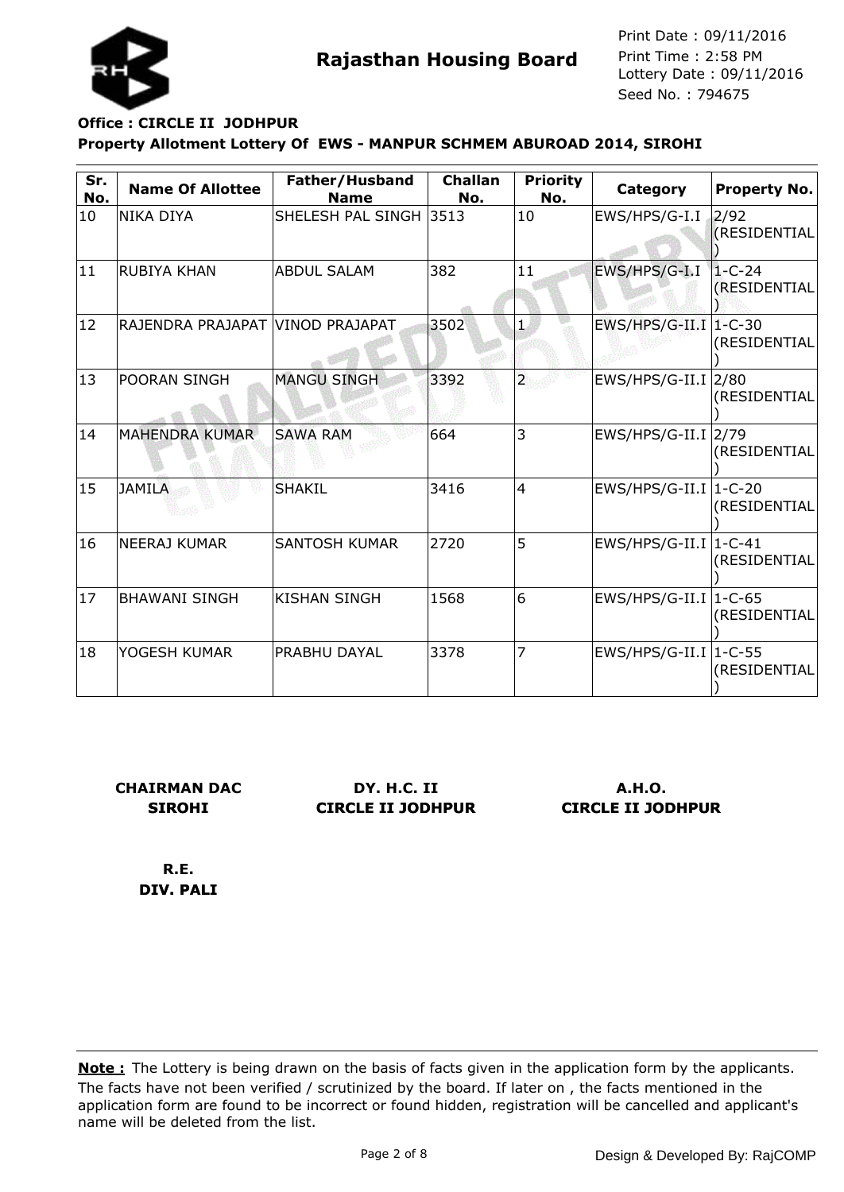**Rajasthan Housing Board**

Print Date : 09/11/2016
Print Time : 2:58 PM
Lottery Date : 09/11/2016
Seed No. : 794675

**Office : CIRCLE II JODHPUR**

**Property Allotment Lottery Of EWS - MANPUR SCHMEM ABUROAD 2014, SIROHI**

| Sr. No. | Name Of Allottee | Father/Husband Name | Challan No. | Priority No. | Category | Property No. |
|---|---|---|---|---|---|---|
| 10 | NIKA DIYA | SHELESH PAL SINGH | 3513 | 10 | EWS/HPS/G-I.I | 2/92 (RESIDENTIAL) |
| 11 | RUBIYA KHAN | ABDUL SALAM | 382 | 11 | EWS/HPS/G-I.I | 1-C-24 (RESIDENTIAL) |
| 12 | RAJENDRA PRAJAPAT | VINOD PRAJAPAT | 3502 | 1 | EWS/HPS/G-II.I | 1-C-30 (RESIDENTIAL) |
| 13 | POORAN SINGH | MANGU SINGH | 3392 | 2 | EWS/HPS/G-II.I | 2/80 (RESIDENTIAL) |
| 14 | MAHENDRA KUMAR | SAWA RAM | 664 | 3 | EWS/HPS/G-II.I | 2/79 (RESIDENTIAL) |
| 15 | JAMILA | SHAKIL | 3416 | 4 | EWS/HPS/G-II.I | 1-C-20 (RESIDENTIAL) |
| 16 | NEERAJ KUMAR | SANTOSH KUMAR | 2720 | 5 | EWS/HPS/G-II.I | 1-C-41 (RESIDENTIAL) |
| 17 | BHAWANI SINGH | KISHAN SINGH | 1568 | 6 | EWS/HPS/G-II.I | 1-C-65 (RESIDENTIAL) |
| 18 | YOGESH KUMAR | PRABHU DAYAL | 3378 | 7 | EWS/HPS/G-II.I | 1-C-55 (RESIDENTIAL) |

**CHAIRMAN DAC**
**SIROHI**

**DY. H.C. II**
**CIRCLE II JODHPUR**

**A.H.O.**
**CIRCLE II JODHPUR**

**R.E.**
**DIV. PALI**

**Note :** The Lottery is being drawn on the basis of facts given in the application form by the applicants. The facts have not been verified / scrutinized by the board. If later on , the facts mentioned in the application form are found to be incorrect or found hidden, registration will be cancelled and applicant's name will be deleted from the list.

Design & Developed By: RajCOMP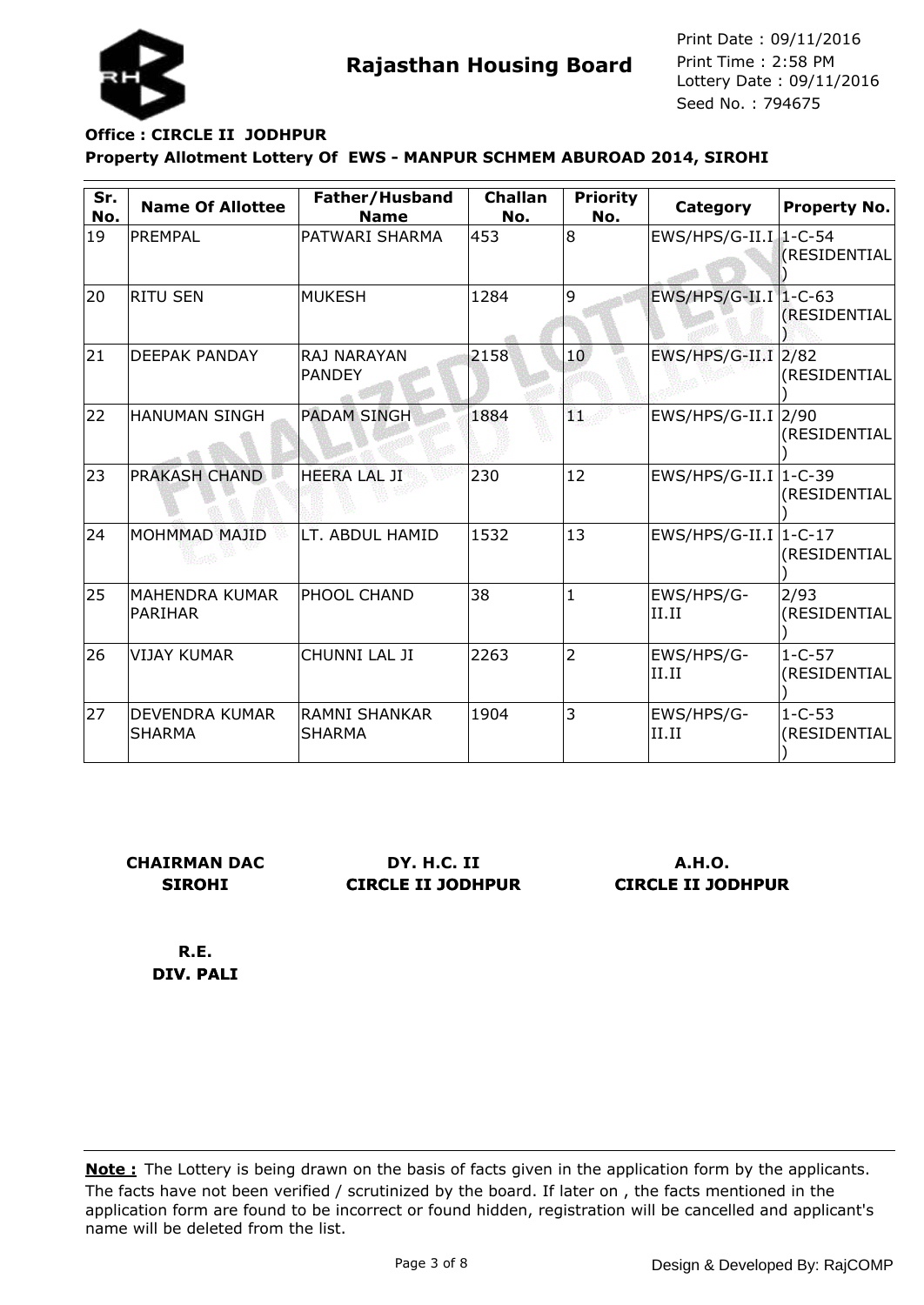# Rajasthan Housing Board

Print Date : 09/11/2016
Print Time : 2:58 PM
Lottery Date : 09/11/2016
Seed No. : 794675

**Office : CIRCLE II JODHPUR**

**Property Allotment Lottery Of EWS - MANPUR SCHMEM ABUROAD 2014, SIROHI**

| Sr. No. | Name Of Allottee | Father/Husband Name | Challan No. | Priority No. | Category | Property No. |
|---|---|---|---|---|---|---|
| 19 | PREMPAL | PATWARI SHARMA | 453 | 8 | EWS/HPS/G-II.I | 1-C-54 (RESIDENTIAL) |
| 20 | RITU SEN | MUKESH | 1284 | 9 | EWS/HPS/G-II.I | 1-C-63 (RESIDENTIAL) |
| 21 | DEEPAK PANDAY | RAJ NARAYAN PANDEY | 2158 | 10 | EWS/HPS/G-II.I | 2/82 (RESIDENTIAL) |
| 22 | HANUMAN SINGH | PADAM SINGH | 1884 | 11 | EWS/HPS/G-II.I | 2/90 (RESIDENTIAL) |
| 23 | PRAKASH CHAND | HEERA LAL JI | 230 | 12 | EWS/HPS/G-II.I | 1-C-39 (RESIDENTIAL) |
| 24 | MOHMMAD MAJID | LT. ABDUL HAMID | 1532 | 13 | EWS/HPS/G-II.I | 1-C-17 (RESIDENTIAL) |
| 25 | MAHENDRA KUMAR PARIHAR | PHOOL CHAND | 38 | 1 | EWS/HPS/G-II.II | 2/93 (RESIDENTIAL) |
| 26 | VIJAY KUMAR | CHUNNI LAL JI | 2263 | 2 | EWS/HPS/G-II.II | 1-C-57 (RESIDENTIAL) |
| 27 | DEVENDRA KUMAR SHARMA | RAMNI SHANKAR SHARMA | 1904 | 3 | EWS/HPS/G-II.II | 1-C-53 (RESIDENTIAL) |

**CHAIRMAN DAC**
**SIROHI**

**DY. H.C. II**
**CIRCLE II JODHPUR**

**A.H.O.**
**CIRCLE II JODHPUR**

**R.E.**
**DIV. PALI**

**Note :** The Lottery is being drawn on the basis of facts given in the application form by the applicants. The facts have not been verified / scrutinized by the board. If later on , the facts mentioned in the application form are found to be incorrect or found hidden, registration will be cancelled and applicant's name will be deleted from the list.

Design & Developed By: RajCOMP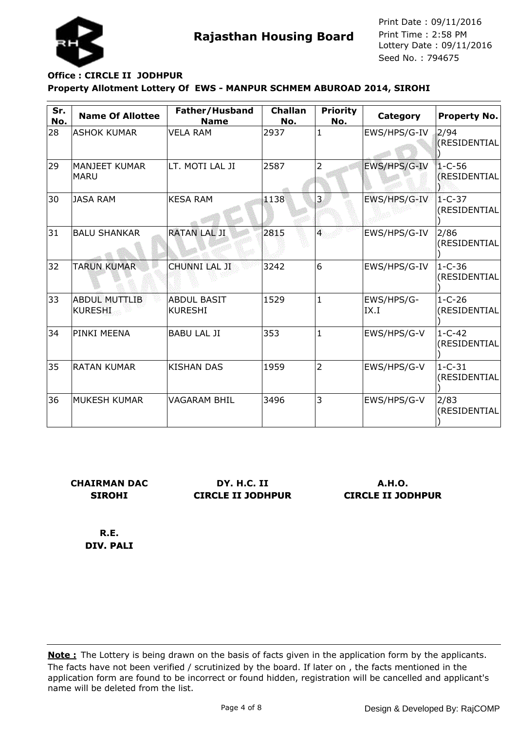**Rajasthan Housing Board**

Print Date : 09/11/2016
Print Time : 2:58 PM
Lottery Date : 09/11/2016
Seed No. : 794675

**Office : CIRCLE II JODHPUR**

**Property Allotment Lottery Of EWS - MANPUR SCHMEM ABUROAD 2014, SIROHI**

| Sr. No. | Name Of Allottee | Father/Husband Name | Challan No. | Priority No. | Category | Property No. |
|---|---|---|---|---|---|---|
| 28 | ASHOK KUMAR | VELA RAM | 2937 | 1 | EWS/HPS/G-IV | 2/94 (RESIDENTIAL) |
| 29 | MANJEET KUMAR MARU | LT. MOTI LAL JI | 2587 | 2 | EWS/HPS/G-IV | 1-C-56 (RESIDENTIAL) |
| 30 | JASA RAM | KESA RAM | 1138 | 3 | EWS/HPS/G-IV | 1-C-37 (RESIDENTIAL) |
| 31 | BALU SHANKAR | RATAN LAL JI | 2815 | 4 | EWS/HPS/G-IV | 2/86 (RESIDENTIAL) |
| 32 | TARUN KUMAR | CHUNNI LAL JI | 3242 | 6 | EWS/HPS/G-IV | 1-C-36 (RESIDENTIAL) |
| 33 | ABDUL MUTTLIB KURESHI | ABDUL BASIT KURESHI | 1529 | 1 | EWS/HPS/G-IX.I | 1-C-26 (RESIDENTIAL) |
| 34 | PINKI MEENA | BABU LAL JI | 353 | 1 | EWS/HPS/G-V | 1-C-42 (RESIDENTIAL) |
| 35 | RATAN KUMAR | KISHAN DAS | 1959 | 2 | EWS/HPS/G-V | 1-C-31 (RESIDENTIAL) |
| 36 | MUKESH KUMAR | VAGARAM BHIL | 3496 | 3 | EWS/HPS/G-V | 2/83 (RESIDENTIAL) |

**CHAIRMAN DAC SIROHI**

**DY. H.C. II CIRCLE II JODHPUR**

**A.H.O. CIRCLE II JODHPUR**

**R.E. DIV. PALI**

**Note :** The Lottery is being drawn on the basis of facts given in the application form by the applicants. The facts have not been verified / scrutinized by the board. If later on , the facts mentioned in the application form are found to be incorrect or found hidden, registration will be cancelled and applicant's name will be deleted from the list.

Design & Developed By: RajCOMP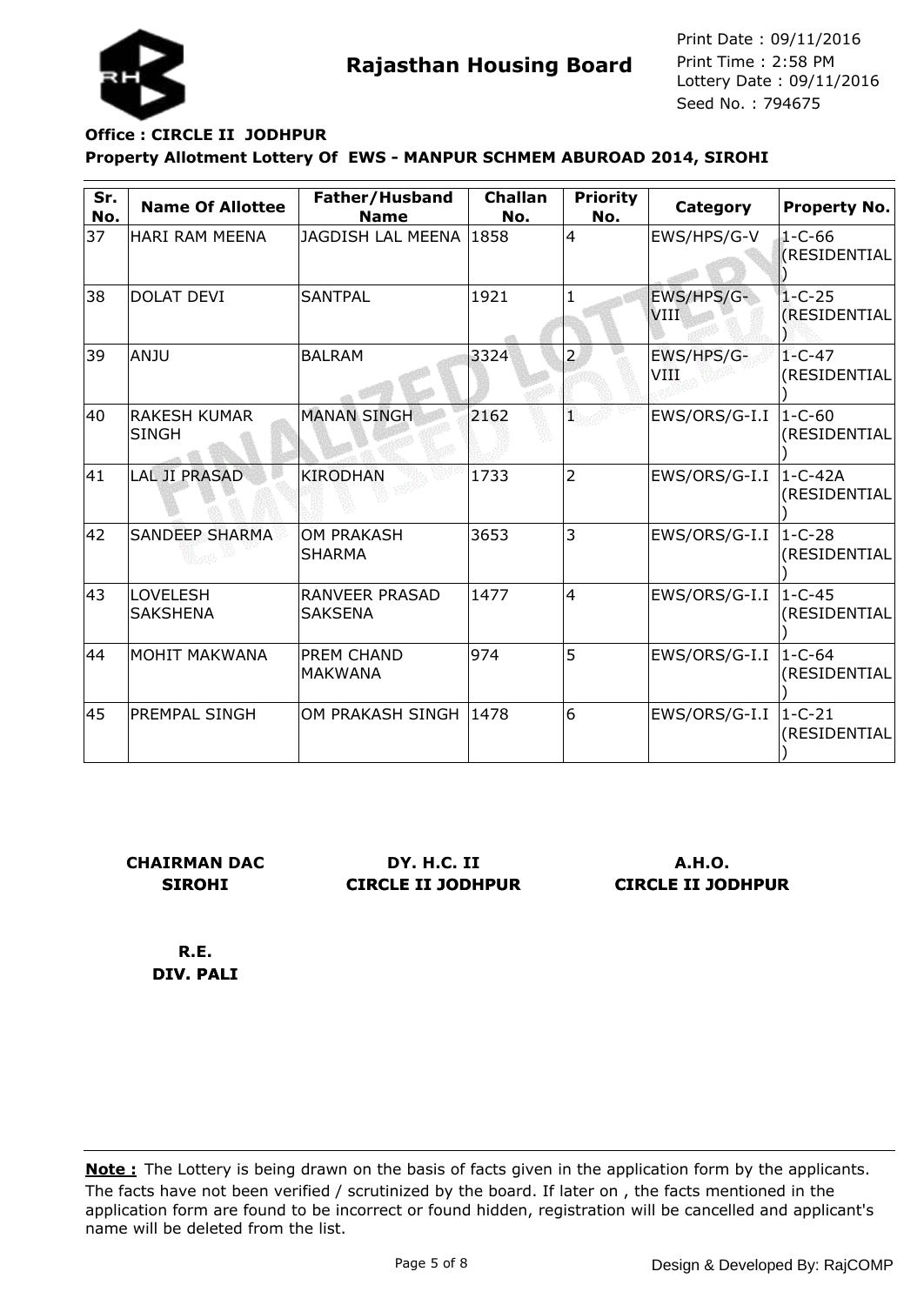Rajasthan Housing Board

Print Date : 09/11/2016
Print Time : 2:58 PM
Lottery Date : 09/11/2016
Seed No. : 794675

**Office : CIRCLE II JODHPUR**

**Property Allotment Lottery Of EWS - MANPUR SCHMEM ABUROAD 2014, SIROHI**

| Sr. No. | Name Of Allottee | Father/Husband Name | Challan No. | Priority No. | Category | Property No. |
|---|---|---|---|---|---|---|
| 37 | HARI RAM MEENA | JAGDISH LAL MEENA | 1858 | 4 | EWS/HPS/G-V | 1-C-66 (RESIDENTIAL) |
| 38 | DOLAT DEVI | SANTPAL | 1921 | 1 | EWS/HPS/G-VIII | 1-C-25 (RESIDENTIAL) |
| 39 | ANJU | BALRAM | 3324 | 2 | EWS/HPS/G-VIII | 1-C-47 (RESIDENTIAL) |
| 40 | RAKESH KUMAR SINGH | MANAN SINGH | 2162 | 1 | EWS/ORS/G-I.I | 1-C-60 (RESIDENTIAL) |
| 41 | LAL JI PRASAD | KIRODHAN | 1733 | 2 | EWS/ORS/G-I.I | 1-C-42A (RESIDENTIAL) |
| 42 | SANDEEP SHARMA | OM PRAKASH SHARMA | 3653 | 3 | EWS/ORS/G-I.I | 1-C-28 (RESIDENTIAL) |
| 43 | LOVELESH SAKSHENA | RANVEER PRASAD SAKSENA | 1477 | 4 | EWS/ORS/G-I.I | 1-C-45 (RESIDENTIAL) |
| 44 | MOHIT MAKWANA | PREM CHAND MAKWANA | 974 | 5 | EWS/ORS/G-I.I | 1-C-64 (RESIDENTIAL) |
| 45 | PREMPAL SINGH | OM PRAKASH SINGH | 1478 | 6 | EWS/ORS/G-I.I | 1-C-21 (RESIDENTIAL) |

**CHAIRMAN DAC**
**SIROHI**

**DY. H.C. II**
**CIRCLE II JODHPUR**

**A.H.O.**
**CIRCLE II JODHPUR**

**R.E.**
**DIV. PALI**

**Note :** The Lottery is being drawn on the basis of facts given in the application form by the applicants. The facts have not been verified / scrutinized by the board. If later on , the facts mentioned in the application form are found to be incorrect or found hidden, registration will be cancelled and applicant's name will be deleted from the list.

Design & Developed By: RajCOMP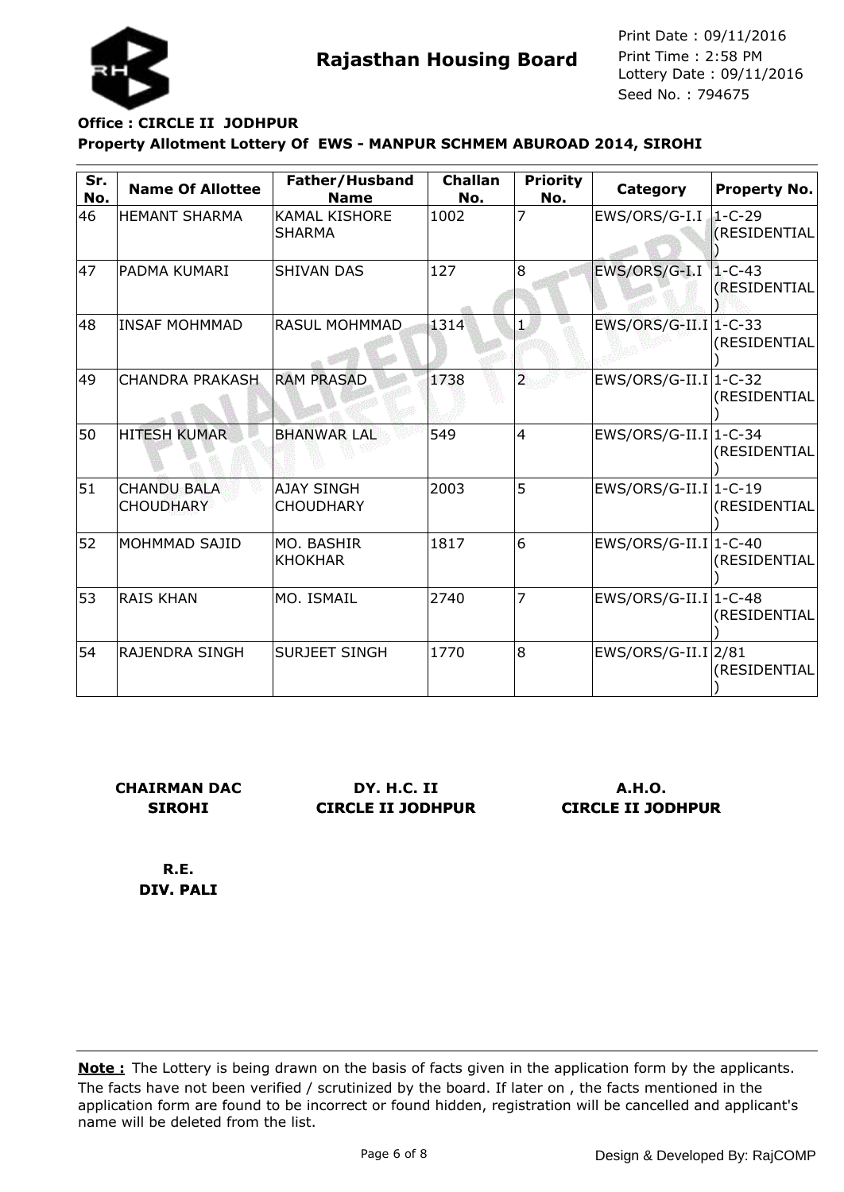# Rajasthan Housing Board

Print Date : 09/11/2016
Print Time : 2:58 PM
Lottery Date : 09/11/2016
Seed No. : 794675

**Office : CIRCLE II JODHPUR**

**Property Allotment Lottery Of EWS - MANPUR SCHMEM ABUROAD 2014, SIROHI**

| Sr. No. | Name Of Allottee | Father/Husband Name | Challan No. | Priority No. | Category | Property No. |
|---|---|---|---|---|---|---|
| 46 | HEMANT SHARMA | KAMAL KISHORE SHARMA | 1002 | 7 | EWS/ORS/G-I.I | 1-C-29 (RESIDENTIAL) |
| 47 | PADMA KUMARI | SHIVAN DAS | 127 | 8 | EWS/ORS/G-I.I | 1-C-43 (RESIDENTIAL) |
| 48 | INSAF MOHMMAD | RASUL MOHMMAD | 1314 | 1 | EWS/ORS/G-II.I | 1-C-33 (RESIDENTIAL) |
| 49 | CHANDRA PRAKASH | RAM PRASAD | 1738 | 2 | EWS/ORS/G-II.I | 1-C-32 (RESIDENTIAL) |
| 50 | HITESH KUMAR | BHANWAR LAL | 549 | 4 | EWS/ORS/G-II.I | 1-C-34 (RESIDENTIAL) |
| 51 | CHANDU BALA CHOUDHARY | AJAY SINGH CHOUDHARY | 2003 | 5 | EWS/ORS/G-II.I | 1-C-19 (RESIDENTIAL) |
| 52 | MOHMMAD SAJID | MO. BASHIR KHOKHAR | 1817 | 6 | EWS/ORS/G-II.I | 1-C-40 (RESIDENTIAL) |
| 53 | RAIS KHAN | MO. ISMAIL | 2740 | 7 | EWS/ORS/G-II.I | 1-C-48 (RESIDENTIAL) |
| 54 | RAJENDRA SINGH | SURJEET SINGH | 1770 | 8 | EWS/ORS/G-II.I | 2/81 (RESIDENTIAL) |

**CHAIRMAN DAC SIROHI**

**DY. H.C. II CIRCLE II JODHPUR**

**A.H.O. CIRCLE II JODHPUR**

**R.E. DIV. PALI**

**Note :** The Lottery is being drawn on the basis of facts given in the application form by the applicants. The facts have not been verified / scrutinized by the board. If later on , the facts mentioned in the application form are found to be incorrect or found hidden, registration will be cancelled and applicant's name will be deleted from the list.

Design & Developed By: RajCOMP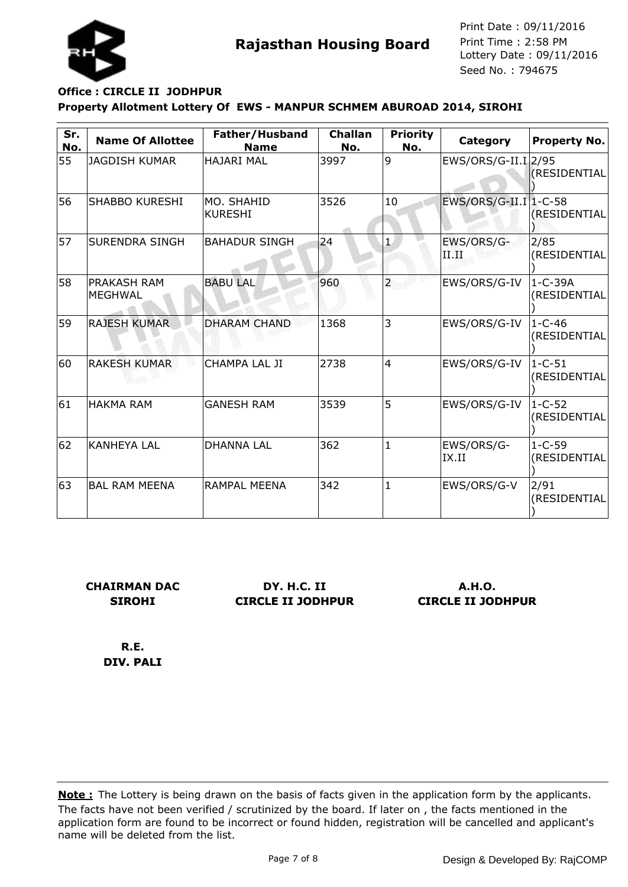# Rajasthan Housing Board

Print Date : 09/11/2016
Print Time : 2:58 PM
Lottery Date : 09/11/2016
Seed No. : 794675

**Office : CIRCLE II JODHPUR**

**Property Allotment Lottery Of EWS - MANPUR SCHMEM ABUROAD 2014, SIROHI**

| Sr. No. | Name Of Allottee | Father/Husband Name | Challan No. | Priority No. | Category | Property No. |
|---|---|---|---|---|---|---|
| 55 | JAGDISH KUMAR | HAJARI MAL | 3997 | 9 | EWS/ORS/G-II.I | 2/95 (RESIDENTIAL) |
| 56 | SHABBO KURESHI | MO. SHAHID KURESHI | 3526 | 10 | EWS/ORS/G-II.I | 1-C-58 (RESIDENTIAL) |
| 57 | SURENDRA SINGH | BAHADUR SINGH | 24 | 1 | EWS/ORS/G-II.II | 2/85 (RESIDENTIAL) |
| 58 | PRAKASH RAM MEGHWAL | BABU LAL | 960 | 2 | EWS/ORS/G-IV | 1-C-39A (RESIDENTIAL) |
| 59 | RAJESH KUMAR | DHARAM CHAND | 1368 | 3 | EWS/ORS/G-IV | 1-C-46 (RESIDENTIAL) |
| 60 | RAKESH KUMAR | CHAMPA LAL JI | 2738 | 4 | EWS/ORS/G-IV | 1-C-51 (RESIDENTIAL) |
| 61 | HAKMA RAM | GANESH RAM | 3539 | 5 | EWS/ORS/G-IV | 1-C-52 (RESIDENTIAL) |
| 62 | KANHEYA LAL | DHANNA LAL | 362 | 1 | EWS/ORS/G-IX.II | 1-C-59 (RESIDENTIAL) |
| 63 | BAL RAM MEENA | RAMPAL MEENA | 342 | 1 | EWS/ORS/G-V | 2/91 (RESIDENTIAL) |

**CHAIRMAN DAC**
**SIROHI**

**DY. H.C. II**
**CIRCLE II JODHPUR**

**A.H.O.**
**CIRCLE II JODHPUR**

**R.E.**
**DIV. PALI**

**Note :** The Lottery is being drawn on the basis of facts given in the application form by the applicants. The facts have not been verified / scrutinized by the board. If later on , the facts mentioned in the application form are found to be incorrect or found hidden, registration will be cancelled and applicant's name will be deleted from the list.

Design & Developed By: RajCOMP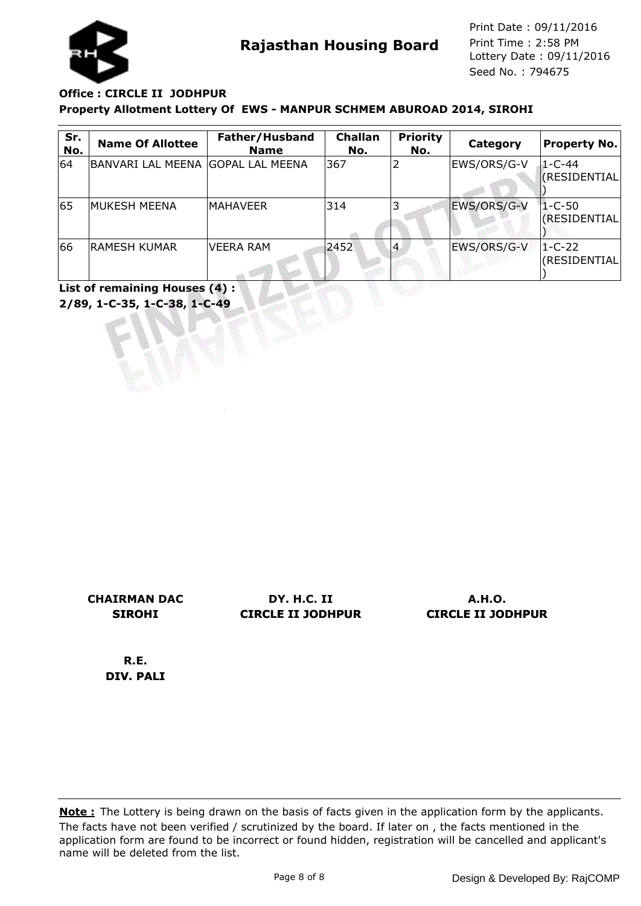# Rajasthan Housing Board

Print Date : 09/11/2016
Print Time : 2:58 PM
Lottery Date : 09/11/2016
Seed No. : 794675

**Office : CIRCLE II JODHPUR**

**Property Allotment Lottery Of EWS - MANPUR SCHMEM ABUROAD 2014, SIROHI**

| Sr. No. | Name Of Allottee | Father/Husband Name | Challan No. | Priority No. | Category | Property No. |
|---|---|---|---|---|---|---|
| 64 | BANVARI LAL MEENA | GOPAL LAL MEENA | 367 | 2 | EWS/ORS/G-V | 1-C-44 (RESIDENTIAL) |
| 65 | MUKESH MEENA | MAHAVEER | 314 | 3 | EWS/ORS/G-V | 1-C-50 (RESIDENTIAL) |
| 66 | RAMESH KUMAR | VEERA RAM | 2452 | 4 | EWS/ORS/G-V | 1-C-22 (RESIDENTIAL) |

**List of remaining Houses (4) :**
**2/89, 1-C-35, 1-C-38, 1-C-49**

**CHAIRMAN DAC**
**SIROHI**

**DY. H.C. II**
**CIRCLE II JODHPUR**

**A.H.O.**
**CIRCLE II JODHPUR**

**R.E.**
**DIV. PALI**

**Note :** The Lottery is being drawn on the basis of facts given in the application form by the applicants. The facts have not been verified / scrutinized by the board. If later on , the facts mentioned in the application form are found to be incorrect or found hidden, registration will be cancelled and applicant's name will be deleted from the list.

Design & Developed By: RajCOMP